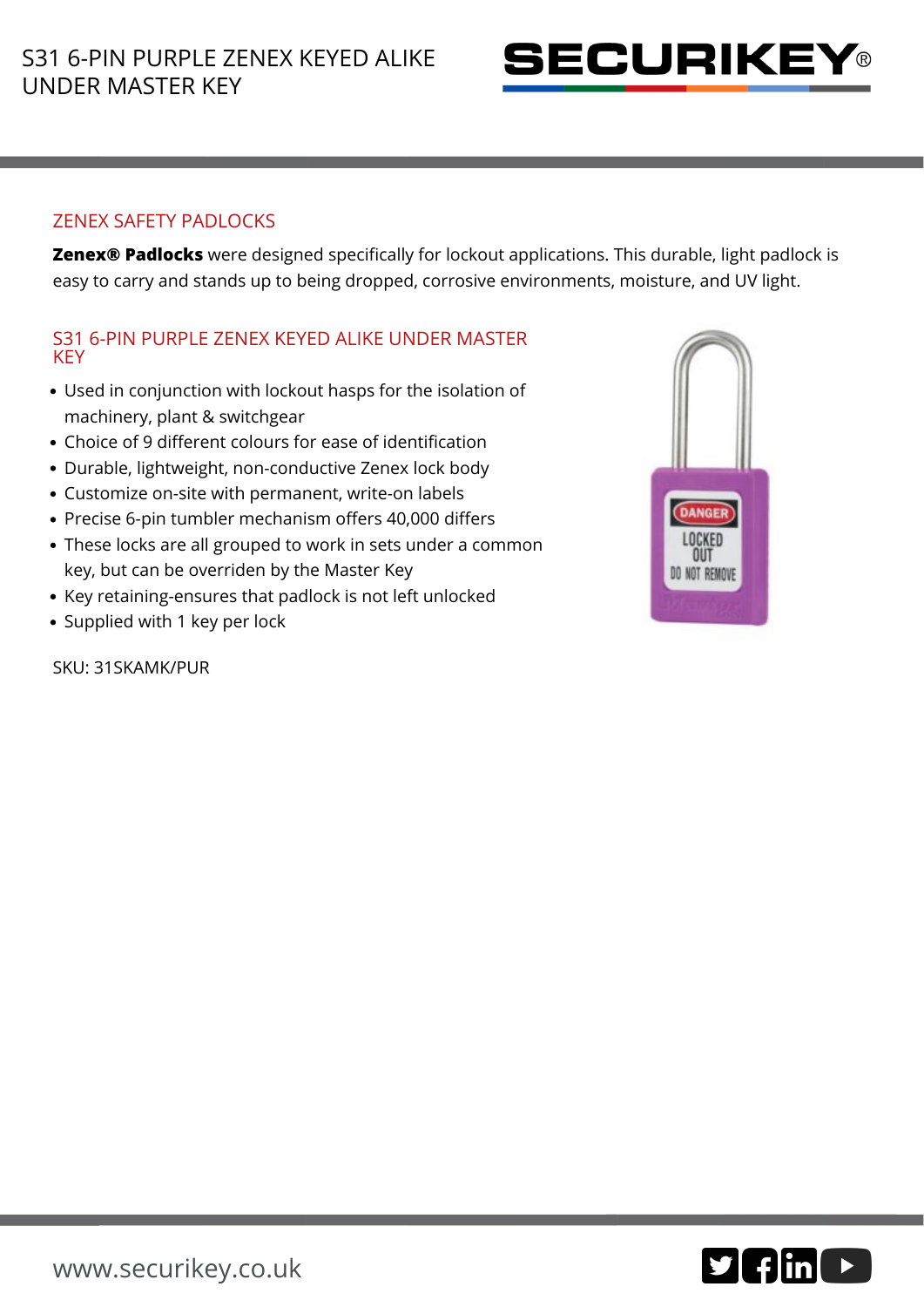# S31 6-PIN PURPLE ZENEX KEYED ALIKE UNDER MASTER KEY

SECURIKEY®

## ZENEX SAFETY PADLOCKS

**Zenex® Padlocks** were designed specifically for lockout applications. This durable, light padlock is easy to carry and stands up to being dropped, corrosive environments, moisture, and UV light.

## S31 6-PIN PURPLE ZENEX KEYED ALIKE UNDER MASTER KEY

- Used in conjunction with lockout hasps for the isolation of machinery, plant & switchgear
- Choice of 9 different colours for ease of identification
- Durable, lightweight, non-conductive Zenex lock body
- Customize on-site with permanent, write-on labels
- Precise 6-pin tumbler mechanism offers 40,000 differs
- These locks are all grouped to work in sets under a common key, but can be overriden by the Master Key
- Key retaining-ensures that padlock is not left unlocked
- Supplied with 1 key per lock

SKU: 31SKAMK/PUR

www.securikey.co.uk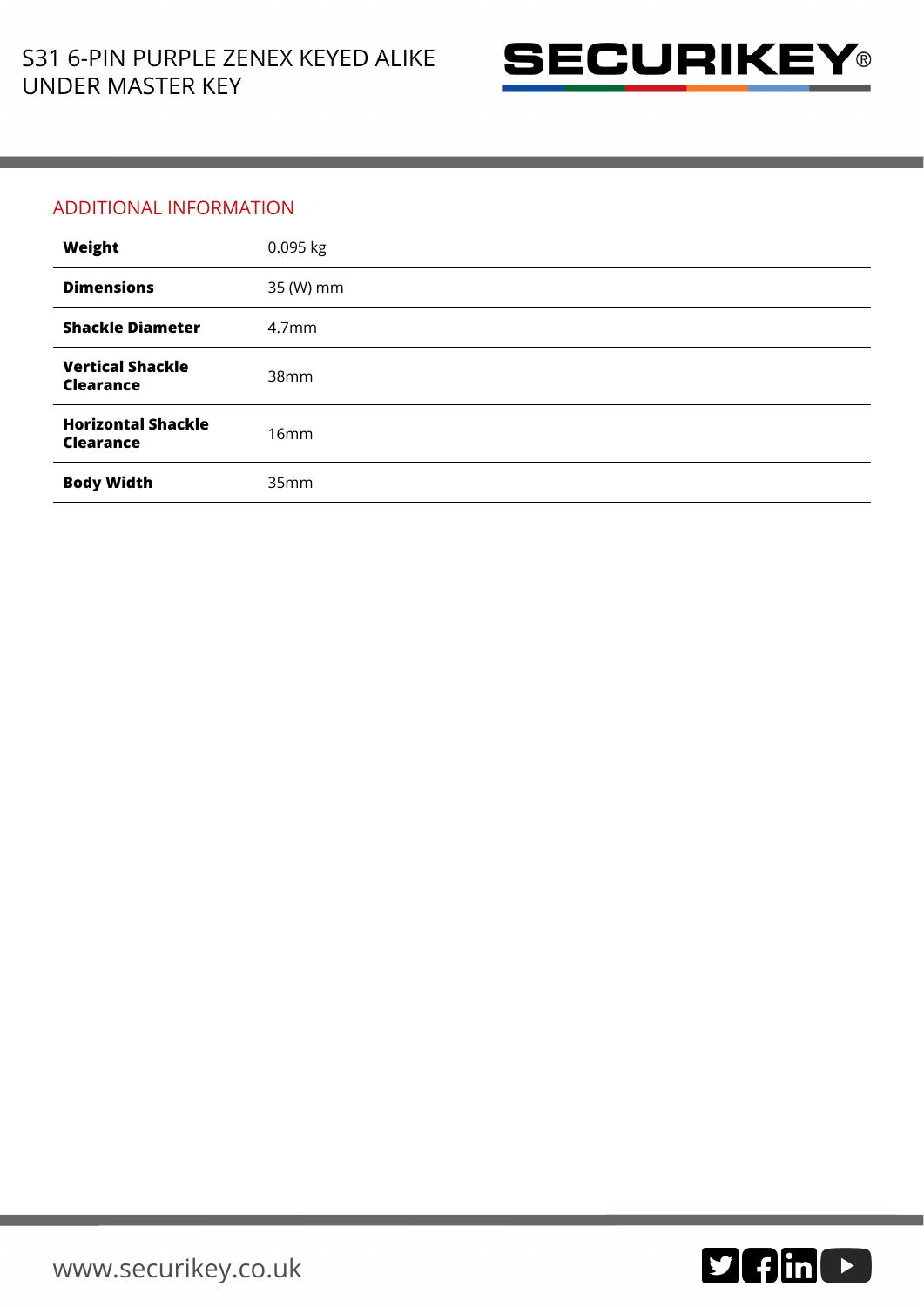## ADDITIONAL INFORMATION

| | |
|---|---|
| **Weight** | 0.095 kg |
| **Dimensions** | 35 (W) mm |
| **Shackle Diameter** | 4.7mm |
| **Vertical Shackle Clearance** | 38mm |
| **Horizontal Shackle Clearance** | 16mm |
| **Body Width** | 35mm |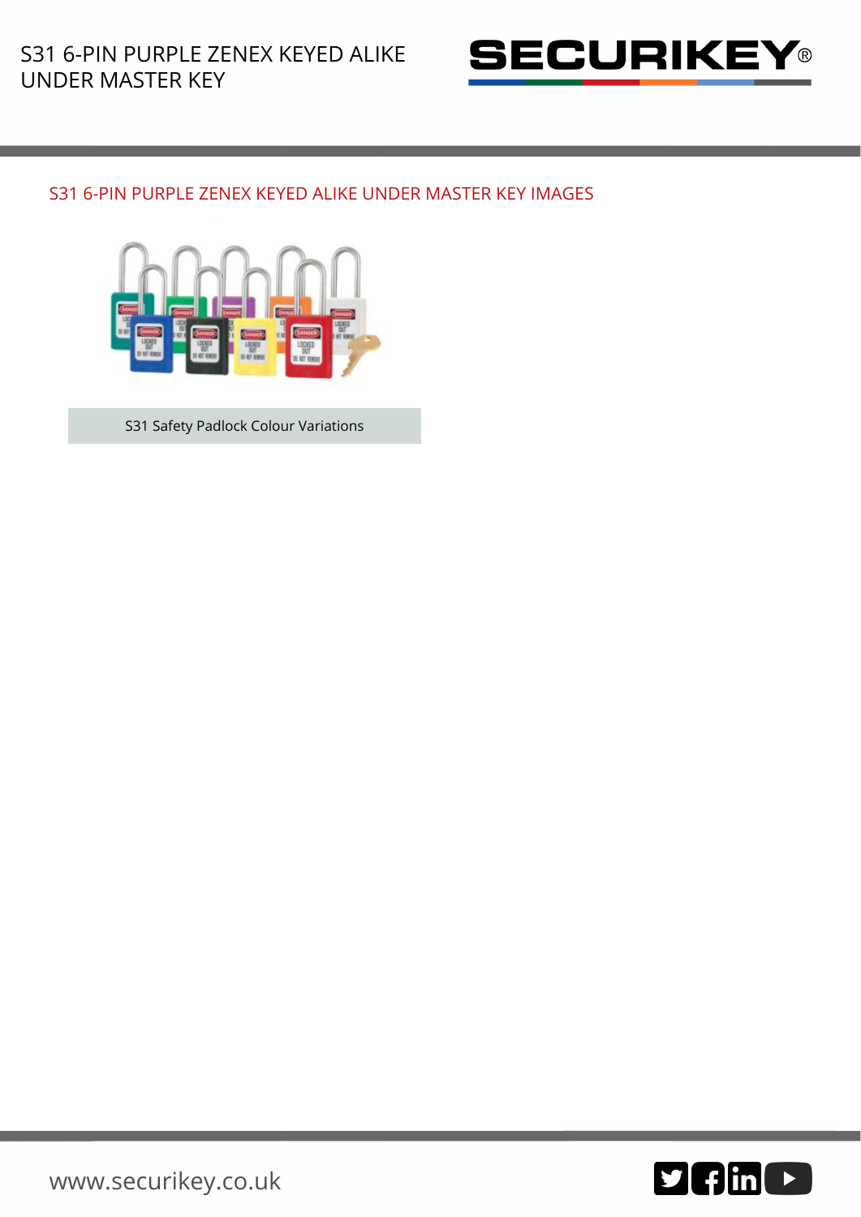## S31 6-PIN PURPLE ZENEX KEYED ALIKE UNDER MASTER KEY IMAGES

S31 Safety Padlock Colour Variations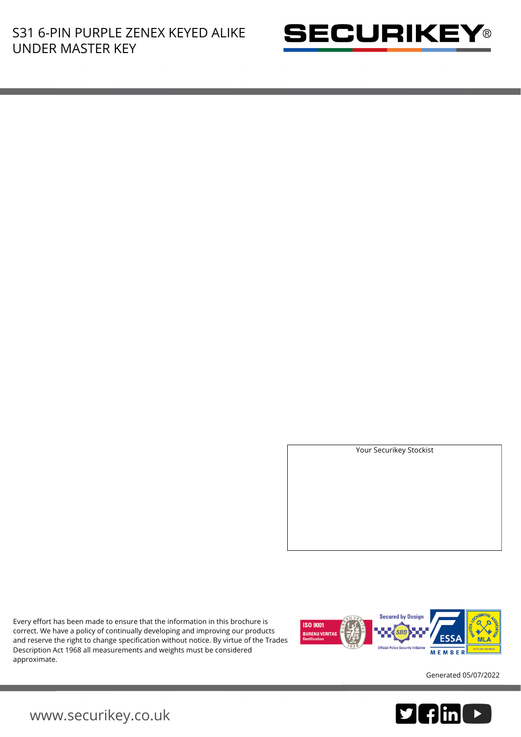# S31 6-PIN PURPLE ZENEX KEYED ALIKE UNDER MASTER KEY

Your Securikey Stockist

Every effort has been made to ensure that the information in this brochure is correct. We have a policy of continually developing and improving our products and reserve the right to change specification without notice. By virtue of the Trades Description Act 1968 all measurements and weights must be considered approximate.

Generated 05/07/2022

www.securikey.co.uk